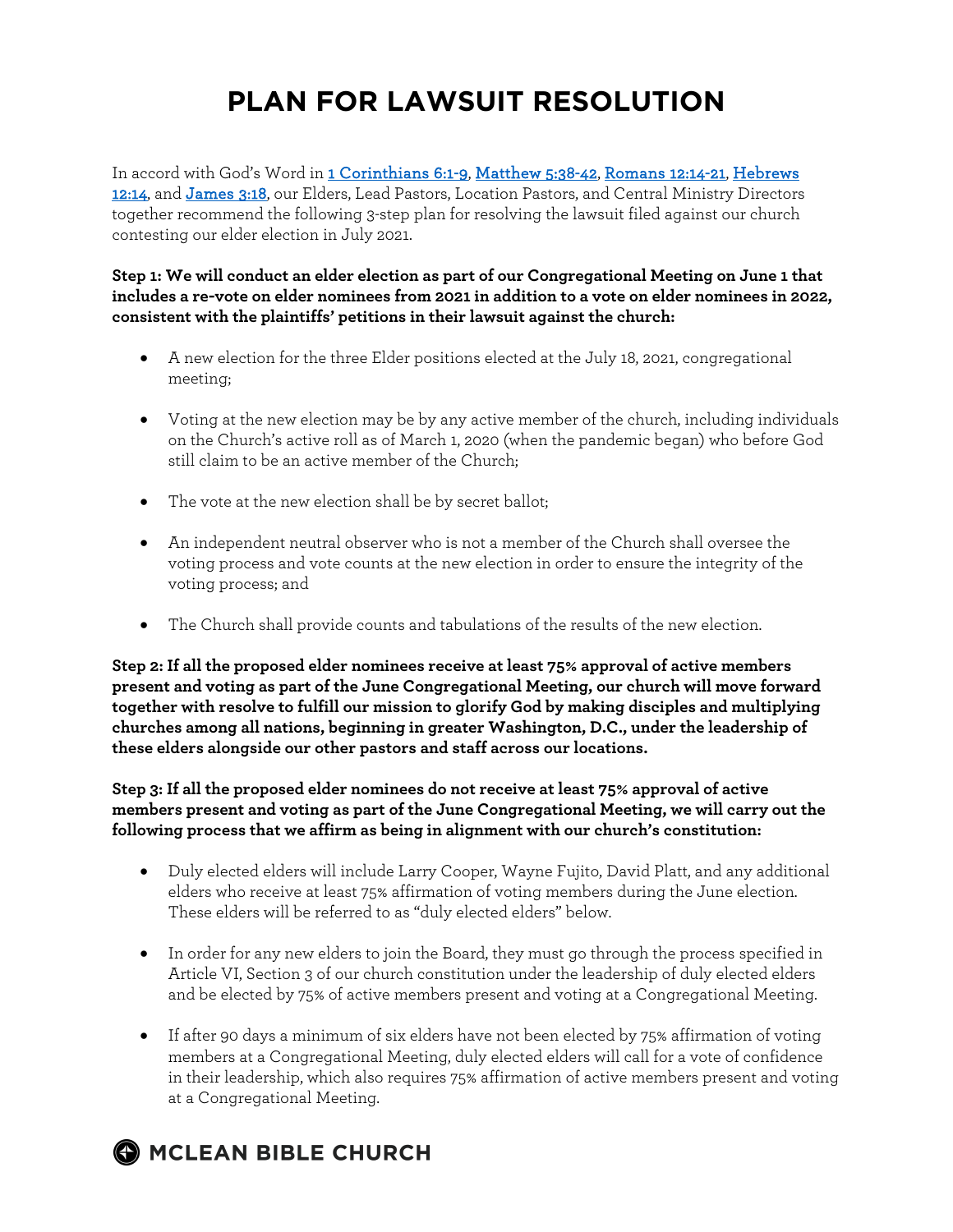# PLAN FOR LAWSUIT RESOLUTION

In accord with God's Word in [1 Corinthians 6:1-9](), [Matthew 5:38-42](), [Romans 12:14-21](), [Hebrews 12:14](), and [James 3:18](), our Elders, Lead Pastors, Location Pastors, and Central Ministry Directors together recommend the following 3-step plan for resolving the lawsuit filed against our church contesting our elder election in July 2021.

**Step 1: We will conduct an elder election as part of our Congregational Meeting on June 1 that includes a re-vote on elder nominees from 2021 in addition to a vote on elder nominees in 2022, consistent with the plaintiffs' petitions in their lawsuit against the church:**

- A new election for the three Elder positions elected at the July 18, 2021, congregational meeting;
- Voting at the new election may be by any active member of the church, including individuals on the Church's active roll as of March 1, 2020 (when the pandemic began) who before God still claim to be an active member of the Church;
- The vote at the new election shall be by secret ballot;
- An independent neutral observer who is not a member of the Church shall oversee the voting process and vote counts at the new election in order to ensure the integrity of the voting process; and
- The Church shall provide counts and tabulations of the results of the new election.

**Step 2: If all the proposed elder nominees receive at least 75% approval of active members present and voting as part of the June Congregational Meeting, our church will move forward together with resolve to fulfill our mission to glorify God by making disciples and multiplying churches among all nations, beginning in greater Washington, D.C., under the leadership of these elders alongside our other pastors and staff across our locations.**

**Step 3: If all the proposed elder nominees do not receive at least 75% approval of active members present and voting as part of the June Congregational Meeting, we will carry out the following process that we affirm as being in alignment with our church's constitution:**

- Duly elected elders will include Larry Cooper, Wayne Fujito, David Platt, and any additional elders who receive at least 75% affirmation of voting members during the June election. These elders will be referred to as "duly elected elders" below.
- In order for any new elders to join the Board, they must go through the process specified in Article VI, Section 3 of our church constitution under the leadership of duly elected elders and be elected by 75% of active members present and voting at a Congregational Meeting.
- If after 90 days a minimum of six elders have not been elected by 75% affirmation of voting members at a Congregational Meeting, duly elected elders will call for a vote of confidence in their leadership, which also requires 75% affirmation of active members present and voting at a Congregational Meeting.

MCLEAN BIBLE CHURCH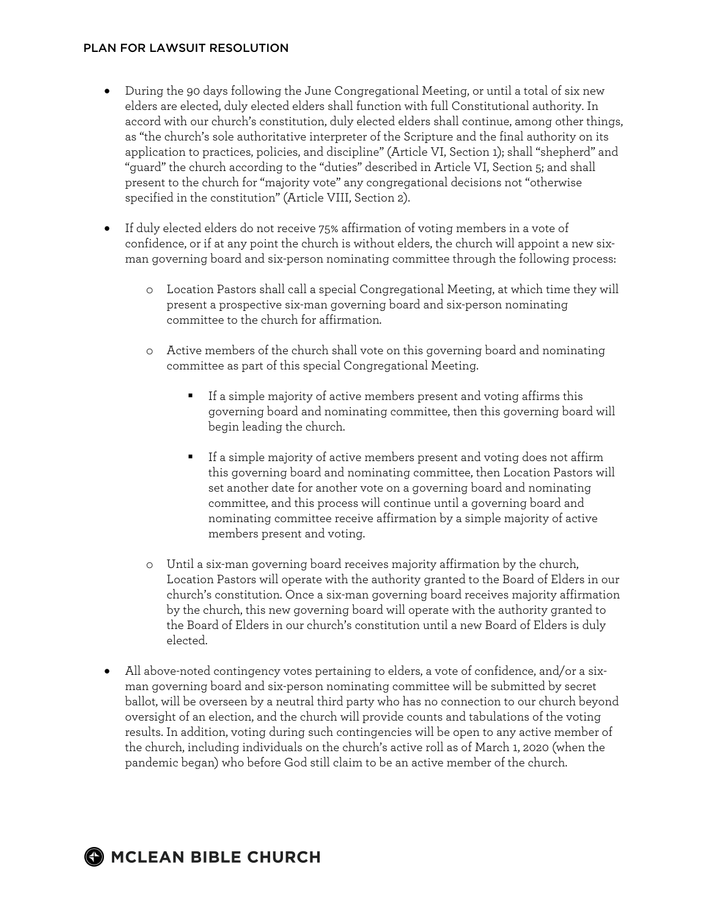- During the 90 days following the June Congregational Meeting, or until a total of six new elders are elected, duly elected elders shall function with full Constitutional authority. In accord with our church's constitution, duly elected elders shall continue, among other things, as "the church's sole authoritative interpreter of the Scripture and the final authority on its application to practices, policies, and discipline" (Article VI, Section 1); shall "shepherd" and "guard" the church according to the "duties" described in Article VI, Section 5; and shall present to the church for "majority vote" any congregational decisions not "otherwise specified in the constitution" (Article VIII, Section 2).

- If duly elected elders do not receive 75% affirmation of voting members in a vote of confidence, or if at any point the church is without elders, the church will appoint a new six-man governing board and six-person nominating committee through the following process:

    - Location Pastors shall call a special Congregational Meeting, at which time they will present a prospective six-man governing board and six-person nominating committee to the church for affirmation.

    - Active members of the church shall vote on this governing board and nominating committee as part of this special Congregational Meeting.

        - If a simple majority of active members present and voting affirms this governing board and nominating committee, then this governing board will begin leading the church.

        - If a simple majority of active members present and voting does not affirm this governing board and nominating committee, then Location Pastors will set another date for another vote on a governing board and nominating committee, and this process will continue until a governing board and nominating committee receive affirmation by a simple majority of active members present and voting.

    - Until a six-man governing board receives majority affirmation by the church, Location Pastors will operate with the authority granted to the Board of Elders in our church's constitution. Once a six-man governing board receives majority affirmation by the church, this new governing board will operate with the authority granted to the Board of Elders in our church's constitution until a new Board of Elders is duly elected.

- All above-noted contingency votes pertaining to elders, a vote of confidence, and/or a six-man governing board and six-person nominating committee will be submitted by secret ballot, will be overseen by a neutral third party who has no connection to our church beyond oversight of an election, and the church will provide counts and tabulations of the voting results. In addition, voting during such contingencies will be open to any active member of the church, including individuals on the church's active roll as of March 1, 2020 (when the pandemic began) who before God still claim to be an active member of the church.